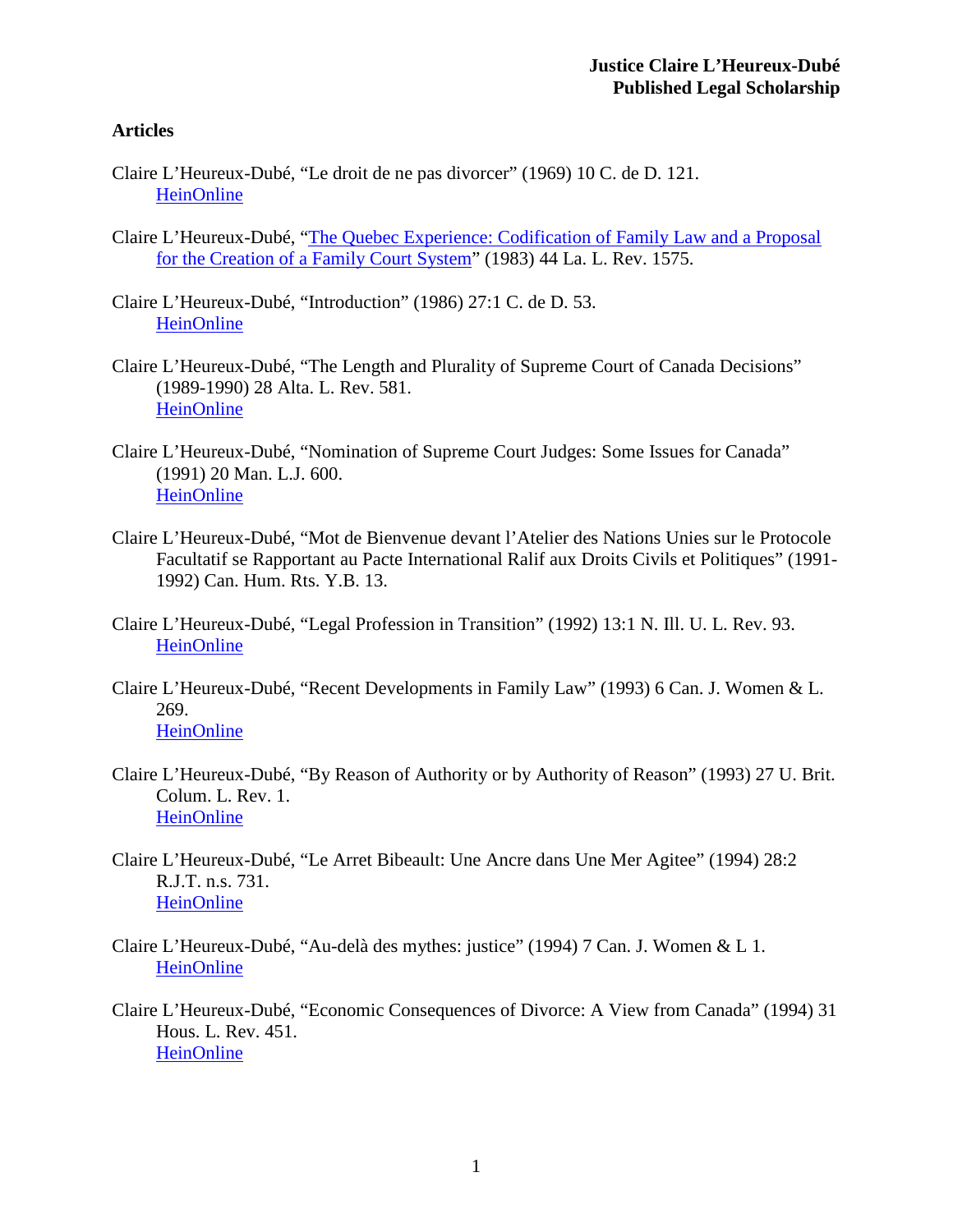# Justice Claire L'Heureux-Dubé
# Published Legal Scholarship

## Articles

Claire L'Heureux-Dubé, "Le droit de ne pas divorcer" (1969) 10 C. de D. 121.
HeinOnline

Claire L'Heureux-Dubé, "The Quebec Experience: Codification of Family Law and a Proposal for the Creation of a Family Court System" (1983) 44 La. L. Rev. 1575.

Claire L'Heureux-Dubé, "Introduction" (1986) 27:1 C. de D. 53.
HeinOnline

Claire L'Heureux-Dubé, "The Length and Plurality of Supreme Court of Canada Decisions" (1989-1990) 28 Alta. L. Rev. 581.
HeinOnline

Claire L'Heureux-Dubé, "Nomination of Supreme Court Judges: Some Issues for Canada" (1991) 20 Man. L.J. 600.
HeinOnline

Claire L'Heureux-Dubé, "Mot de Bienvenue devant l'Atelier des Nations Unies sur le Protocole Facultatif se Rapportant au Pacte International Ralif aux Droits Civils et Politiques" (1991-1992) Can. Hum. Rts. Y.B. 13.

Claire L'Heureux-Dubé, "Legal Profession in Transition" (1992) 13:1 N. Ill. U. L. Rev. 93.
HeinOnline

Claire L'Heureux-Dubé, "Recent Developments in Family Law" (1993) 6 Can. J. Women & L. 269.
HeinOnline

Claire L'Heureux-Dubé, "By Reason of Authority or by Authority of Reason" (1993) 27 U. Brit. Colum. L. Rev. 1.
HeinOnline

Claire L'Heureux-Dubé, "Le Arret Bibeault: Une Ancre dans Une Mer Agitee" (1994) 28:2 R.J.T. n.s. 731.
HeinOnline

Claire L'Heureux-Dubé, "Au-delà des mythes: justice" (1994) 7 Can. J. Women & L 1.
HeinOnline

Claire L'Heureux-Dubé, "Economic Consequences of Divorce: A View from Canada" (1994) 31 Hous. L. Rev. 451.
HeinOnline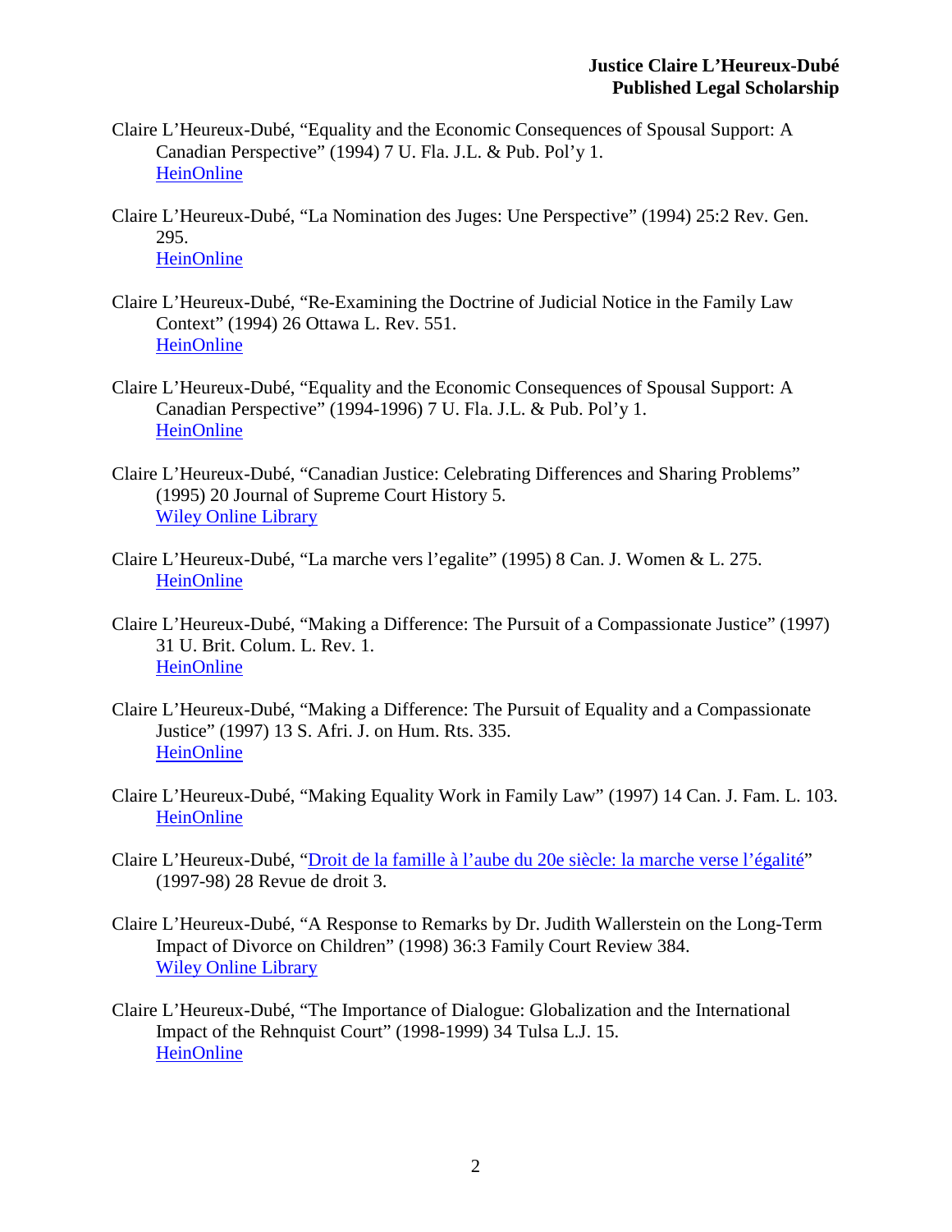Claire L'Heureux-Dubé, "Equality and the Economic Consequences of Spousal Support: A Canadian Perspective" (1994) 7 U. Fla. J.L. & Pub. Pol'y 1.
HeinOnline

Claire L'Heureux-Dubé, "La Nomination des Juges: Une Perspective" (1994) 25:2 Rev. Gen. 295.
HeinOnline

Claire L'Heureux-Dubé, "Re-Examining the Doctrine of Judicial Notice in the Family Law Context" (1994) 26 Ottawa L. Rev. 551.
HeinOnline

Claire L'Heureux-Dubé, "Equality and the Economic Consequences of Spousal Support: A Canadian Perspective" (1994-1996) 7 U. Fla. J.L. & Pub. Pol'y 1.
HeinOnline

Claire L'Heureux-Dubé, "Canadian Justice: Celebrating Differences and Sharing Problems" (1995) 20 Journal of Supreme Court History 5.
Wiley Online Library

Claire L'Heureux-Dubé, "La marche vers l'egalite" (1995) 8 Can. J. Women & L. 275.
HeinOnline

Claire L'Heureux-Dubé, "Making a Difference: The Pursuit of a Compassionate Justice" (1997) 31 U. Brit. Colum. L. Rev. 1.
HeinOnline

Claire L'Heureux-Dubé, "Making a Difference: The Pursuit of Equality and a Compassionate Justice" (1997) 13 S. Afri. J. on Hum. Rts. 335.
HeinOnline

Claire L'Heureux-Dubé, "Making Equality Work in Family Law" (1997) 14 Can. J. Fam. L. 103.
HeinOnline

Claire L'Heureux-Dubé, "Droit de la famille à l'aube du 20e siècle: la marche verse l'égalité" (1997-98) 28 Revue de droit 3.

Claire L'Heureux-Dubé, "A Response to Remarks by Dr. Judith Wallerstein on the Long-Term Impact of Divorce on Children" (1998) 36:3 Family Court Review 384.
Wiley Online Library

Claire L'Heureux-Dubé, "The Importance of Dialogue: Globalization and the International Impact of the Rehnquist Court" (1998-1999) 34 Tulsa L.J. 15.
HeinOnline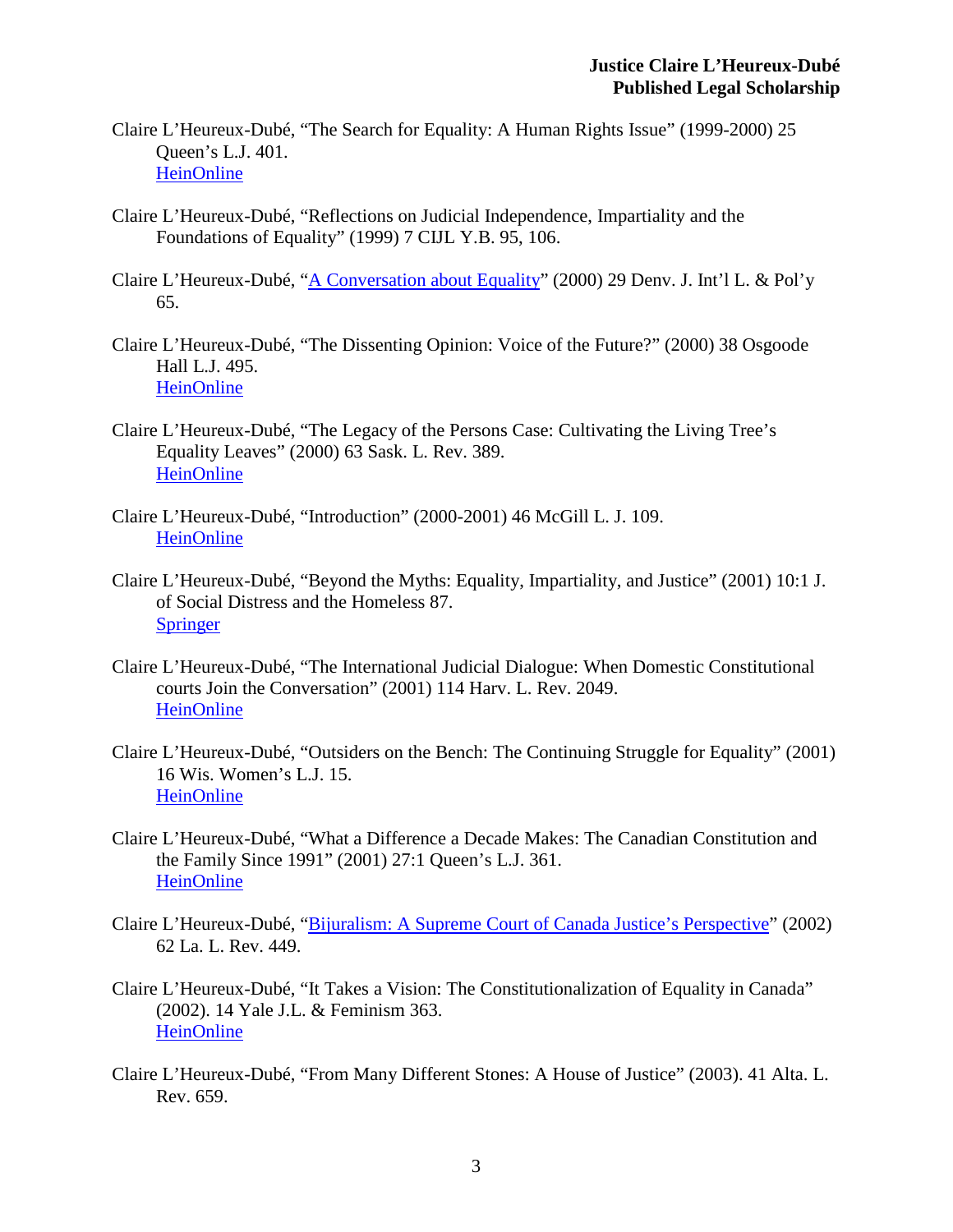Claire L'Heureux-Dubé, "The Search for Equality: A Human Rights Issue" (1999-2000) 25 Queen's L.J. 401.
HeinOnline

Claire L'Heureux-Dubé, "Reflections on Judicial Independence, Impartiality and the Foundations of Equality" (1999) 7 CIJL Y.B. 95, 106.

Claire L'Heureux-Dubé, "A Conversation about Equality" (2000) 29 Denv. J. Int'l L. & Pol'y 65.

Claire L'Heureux-Dubé, "The Dissenting Opinion: Voice of the Future?" (2000) 38 Osgoode Hall L.J. 495.
HeinOnline

Claire L'Heureux-Dubé, "The Legacy of the Persons Case: Cultivating the Living Tree's Equality Leaves" (2000) 63 Sask. L. Rev. 389.
HeinOnline

Claire L'Heureux-Dubé, "Introduction" (2000-2001) 46 McGill L. J. 109.
HeinOnline

Claire L'Heureux-Dubé, "Beyond the Myths: Equality, Impartiality, and Justice" (2001) 10:1 J. of Social Distress and the Homeless 87.
Springer

Claire L'Heureux-Dubé, "The International Judicial Dialogue: When Domestic Constitutional courts Join the Conversation" (2001) 114 Harv. L. Rev. 2049.
HeinOnline

Claire L'Heureux-Dubé, "Outsiders on the Bench: The Continuing Struggle for Equality" (2001) 16 Wis. Women's L.J. 15.
HeinOnline

Claire L'Heureux-Dubé, "What a Difference a Decade Makes: The Canadian Constitution and the Family Since 1991" (2001) 27:1 Queen's L.J. 361.
HeinOnline

Claire L'Heureux-Dubé, "Bijuralism: A Supreme Court of Canada Justice's Perspective" (2002) 62 La. L. Rev. 449.

Claire L'Heureux-Dubé, "It Takes a Vision: The Constitutionalization of Equality in Canada" (2002). 14 Yale J.L. & Feminism 363.
HeinOnline

Claire L'Heureux-Dubé, "From Many Different Stones: A House of Justice" (2003). 41 Alta. L. Rev. 659.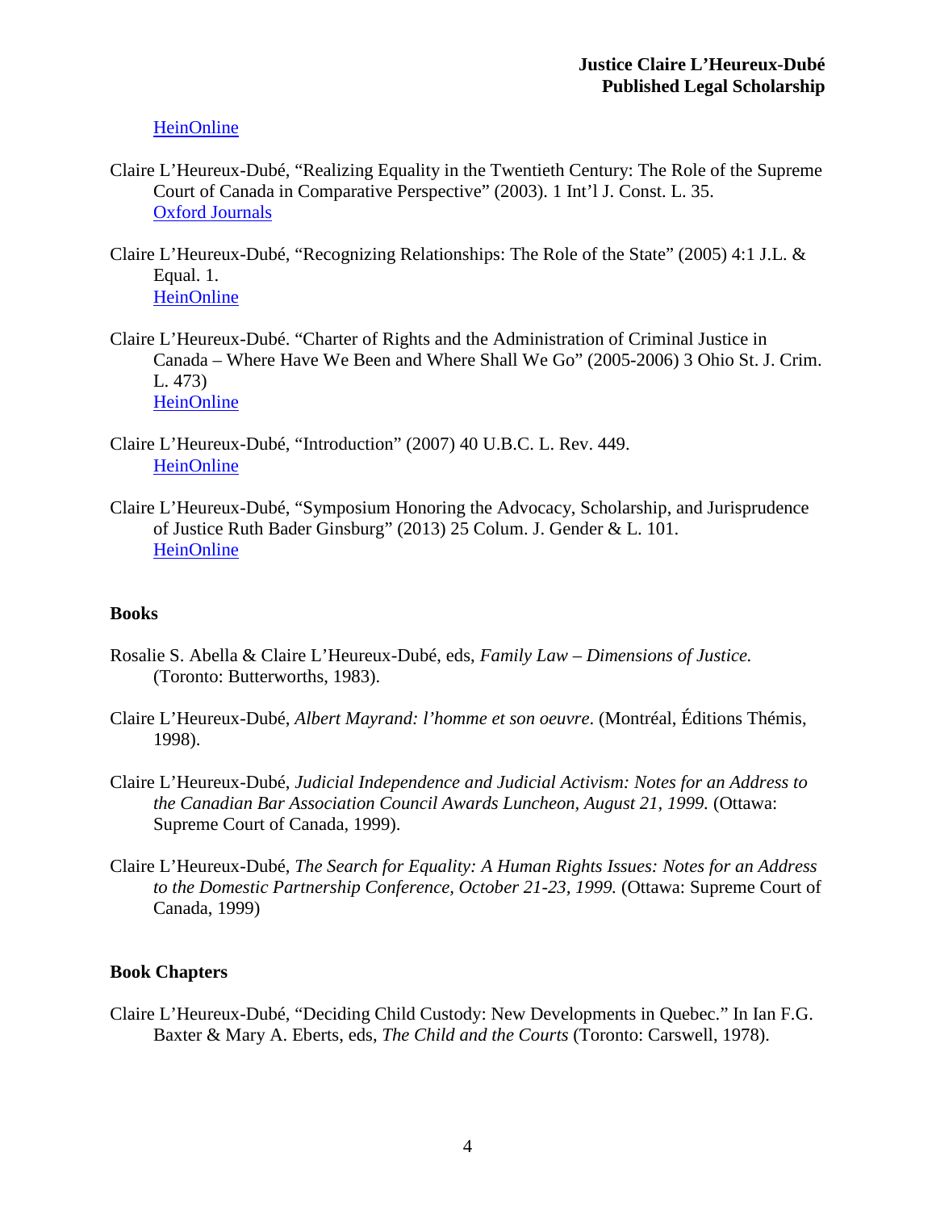HeinOnline

Claire L'Heureux-Dubé, "Realizing Equality in the Twentieth Century: The Role of the Supreme Court of Canada in Comparative Perspective" (2003). 1 Int'l J. Const. L. 35.
Oxford Journals

Claire L'Heureux-Dubé, "Recognizing Relationships: The Role of the State" (2005) 4:1 J.L. & Equal. 1.
HeinOnline

Claire L'Heureux-Dubé. "Charter of Rights and the Administration of Criminal Justice in Canada – Where Have We Been and Where Shall We Go" (2005-2006) 3 Ohio St. J. Crim. L. 473)
HeinOnline

Claire L'Heureux-Dubé, "Introduction" (2007) 40 U.B.C. L. Rev. 449.
HeinOnline

Claire L'Heureux-Dubé, "Symposium Honoring the Advocacy, Scholarship, and Jurisprudence of Justice Ruth Bader Ginsburg" (2013) 25 Colum. J. Gender & L. 101.
HeinOnline

## Books

Rosalie S. Abella & Claire L'Heureux-Dubé, eds, *Family Law – Dimensions of Justice.* (Toronto: Butterworths, 1983).

Claire L'Heureux-Dubé, *Albert Mayrand: l'homme et son oeuvre*. (Montréal, Éditions Thémis, 1998).

Claire L'Heureux-Dubé, *Judicial Independence and Judicial Activism: Notes for an Address to the Canadian Bar Association Council Awards Luncheon, August 21, 1999.* (Ottawa: Supreme Court of Canada, 1999).

Claire L'Heureux-Dubé, *The Search for Equality: A Human Rights Issues: Notes for an Address to the Domestic Partnership Conference, October 21-23, 1999.* (Ottawa: Supreme Court of Canada, 1999)

## Book Chapters

Claire L'Heureux-Dubé, "Deciding Child Custody: New Developments in Quebec." In Ian F.G. Baxter & Mary A. Eberts, eds, *The Child and the Courts* (Toronto: Carswell, 1978).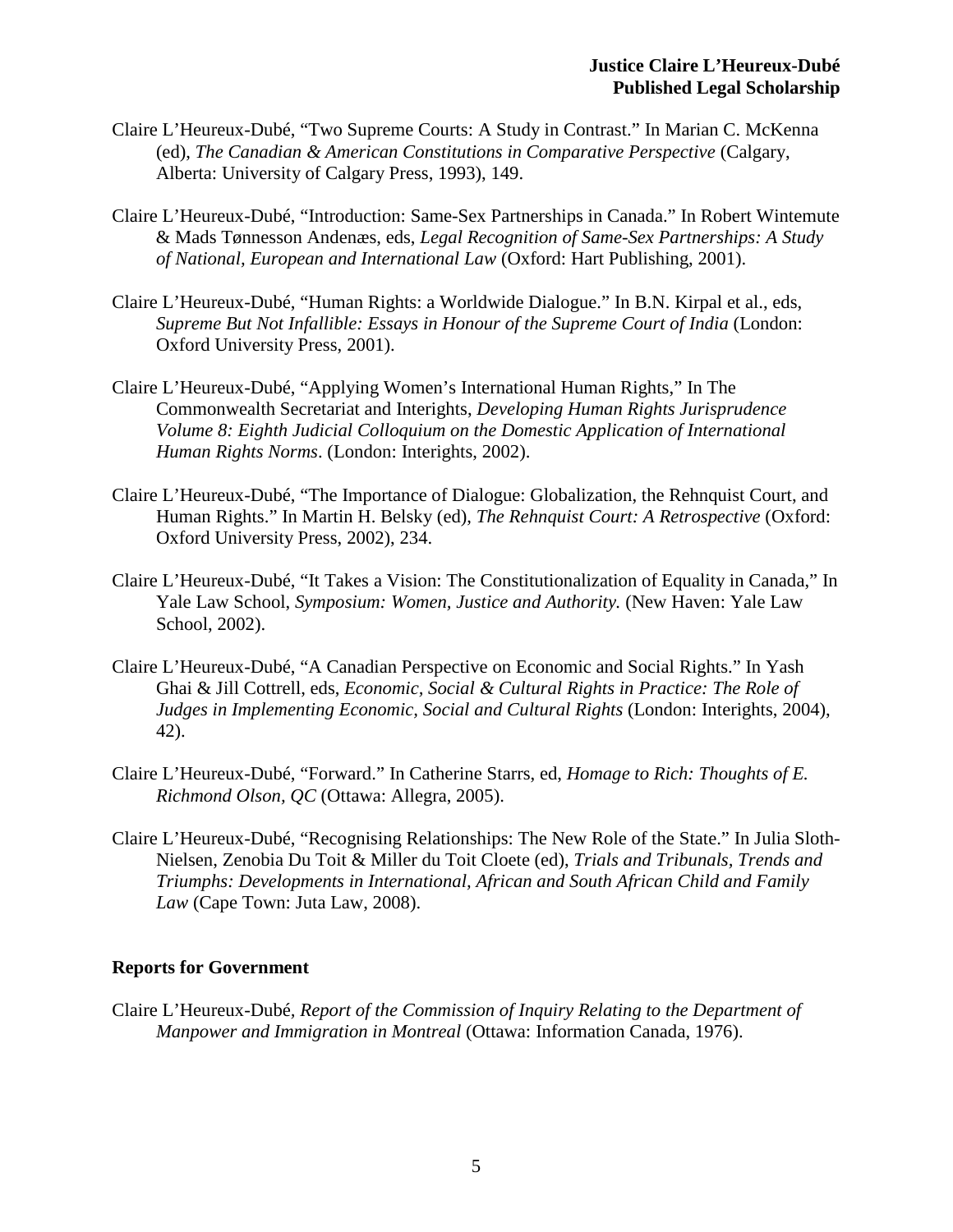Claire L'Heureux-Dubé, "Two Supreme Courts: A Study in Contrast." In Marian C. McKenna (ed), *The Canadian & American Constitutions in Comparative Perspective* (Calgary, Alberta: University of Calgary Press, 1993), 149.

Claire L'Heureux-Dubé, "Introduction: Same-Sex Partnerships in Canada." In Robert Wintemute & Mads Tønnesson Andenæs, eds, *Legal Recognition of Same-Sex Partnerships: A Study of National, European and International Law* (Oxford: Hart Publishing, 2001).

Claire L'Heureux-Dubé, "Human Rights: a Worldwide Dialogue." In B.N. Kirpal et al., eds, *Supreme But Not Infallible: Essays in Honour of the Supreme Court of India* (London: Oxford University Press, 2001).

Claire L'Heureux-Dubé, "Applying Women's International Human Rights," In The Commonwealth Secretariat and Interights, *Developing Human Rights Jurisprudence Volume 8: Eighth Judicial Colloquium on the Domestic Application of International Human Rights Norms*. (London: Interights, 2002).

Claire L'Heureux-Dubé, "The Importance of Dialogue: Globalization, the Rehnquist Court, and Human Rights." In Martin H. Belsky (ed), *The Rehnquist Court: A Retrospective* (Oxford: Oxford University Press, 2002), 234.

Claire L'Heureux-Dubé, "It Takes a Vision: The Constitutionalization of Equality in Canada," In Yale Law School, *Symposium: Women, Justice and Authority.* (New Haven: Yale Law School, 2002).

Claire L'Heureux-Dubé, "A Canadian Perspective on Economic and Social Rights." In Yash Ghai & Jill Cottrell, eds, *Economic, Social & Cultural Rights in Practice: The Role of Judges in Implementing Economic, Social and Cultural Rights* (London: Interights, 2004), 42).

Claire L'Heureux-Dubé, "Forward." In Catherine Starrs, ed, *Homage to Rich: Thoughts of E. Richmond Olson, QC* (Ottawa: Allegra, 2005).

Claire L'Heureux-Dubé, "Recognising Relationships: The New Role of the State." In Julia Sloth-Nielsen, Zenobia Du Toit & Miller du Toit Cloete (ed), *Trials and Tribunals, Trends and Triumphs: Developments in International, African and South African Child and Family Law* (Cape Town: Juta Law, 2008).

## Reports for Government

Claire L'Heureux-Dubé, *Report of the Commission of Inquiry Relating to the Department of Manpower and Immigration in Montreal* (Ottawa: Information Canada, 1976).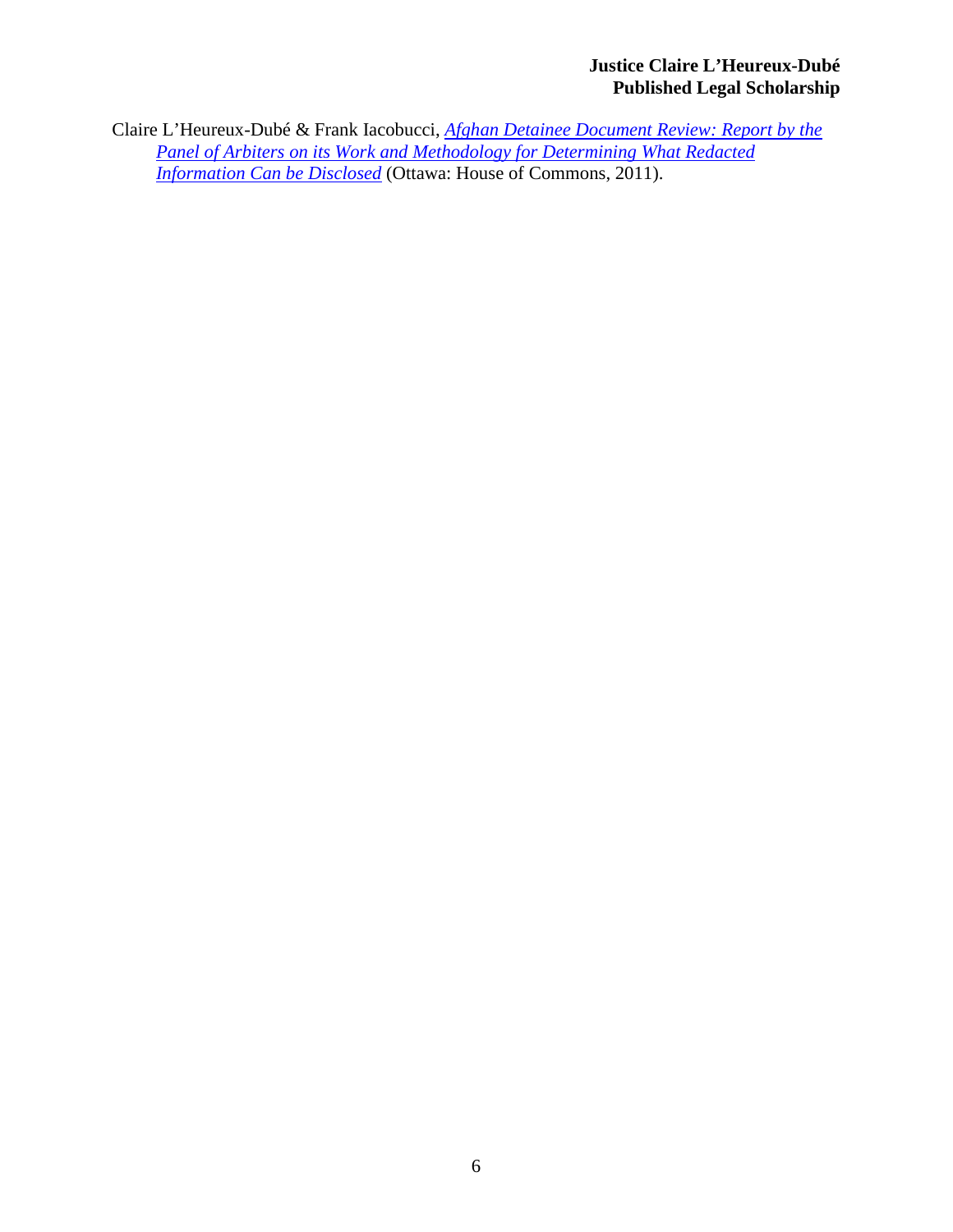Claire L'Heureux-Dubé & Frank Iacobucci, *Afghan Detainee Document Review: Report by the Panel of Arbiters on its Work and Methodology for Determining What Redacted Information Can be Disclosed* (Ottawa: House of Commons, 2011).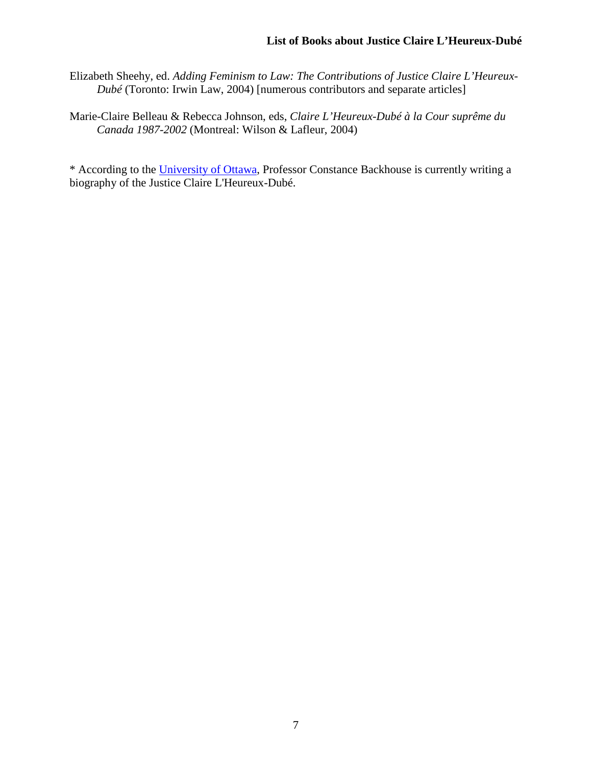## List of Books about Justice Claire L'Heureux-Dubé

Elizabeth Sheehy, ed. *Adding Feminism to Law: The Contributions of Justice Claire L'Heureux-Dubé* (Toronto: Irwin Law, 2004) [numerous contributors and separate articles]

Marie-Claire Belleau & Rebecca Johnson, eds, *Claire L'Heureux-Dubé à la Cour suprême du Canada 1987-2002* (Montreal: Wilson & Lafleur, 2004)

* According to the University of Ottawa, Professor Constance Backhouse is currently writing a biography of the Justice Claire L'Heureux-Dubé.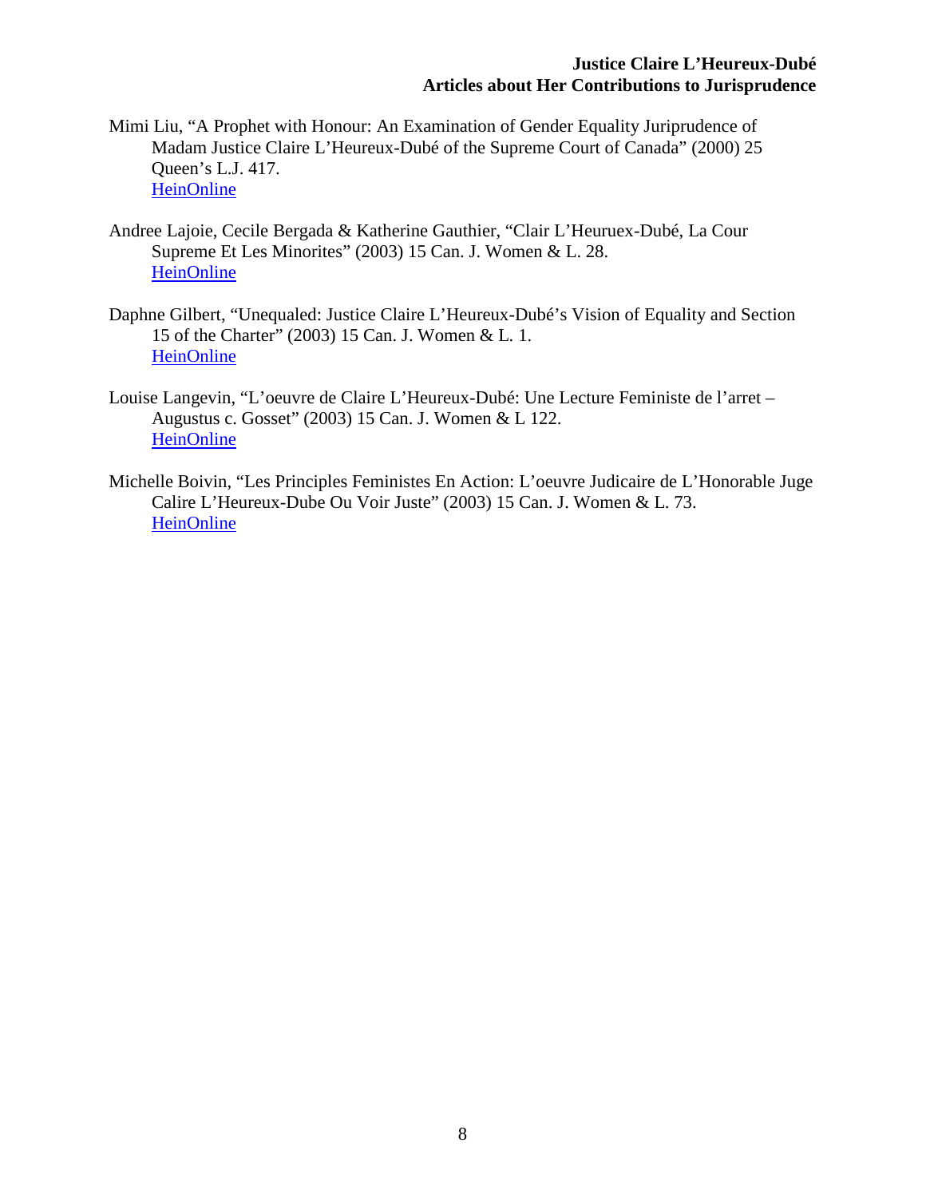Mimi Liu, "A Prophet with Honour: An Examination of Gender Equality Juriprudence of Madam Justice Claire L'Heureux-Dubé of the Supreme Court of Canada" (2000) 25 Queen's L.J. 417.
HeinOnline

Andree Lajoie, Cecile Bergada & Katherine Gauthier, "Clair L'Heuruex-Dubé, La Cour Supreme Et Les Minorites" (2003) 15 Can. J. Women & L. 28.
HeinOnline

Daphne Gilbert, "Unequaled: Justice Claire L'Heureux-Dubé's Vision of Equality and Section 15 of the Charter" (2003) 15 Can. J. Women & L. 1.
HeinOnline

Louise Langevin, "L'oeuvre de Claire L'Heureux-Dubé: Une Lecture Feministe de l'arret – Augustus c. Gosset" (2003) 15 Can. J. Women & L 122.
HeinOnline

Michelle Boivin, "Les Principles Feministes En Action: L'oeuvre Judicaire de L'Honorable Juge Calire L'Heureux-Dube Ou Voir Juste" (2003) 15 Can. J. Women & L. 73.
HeinOnline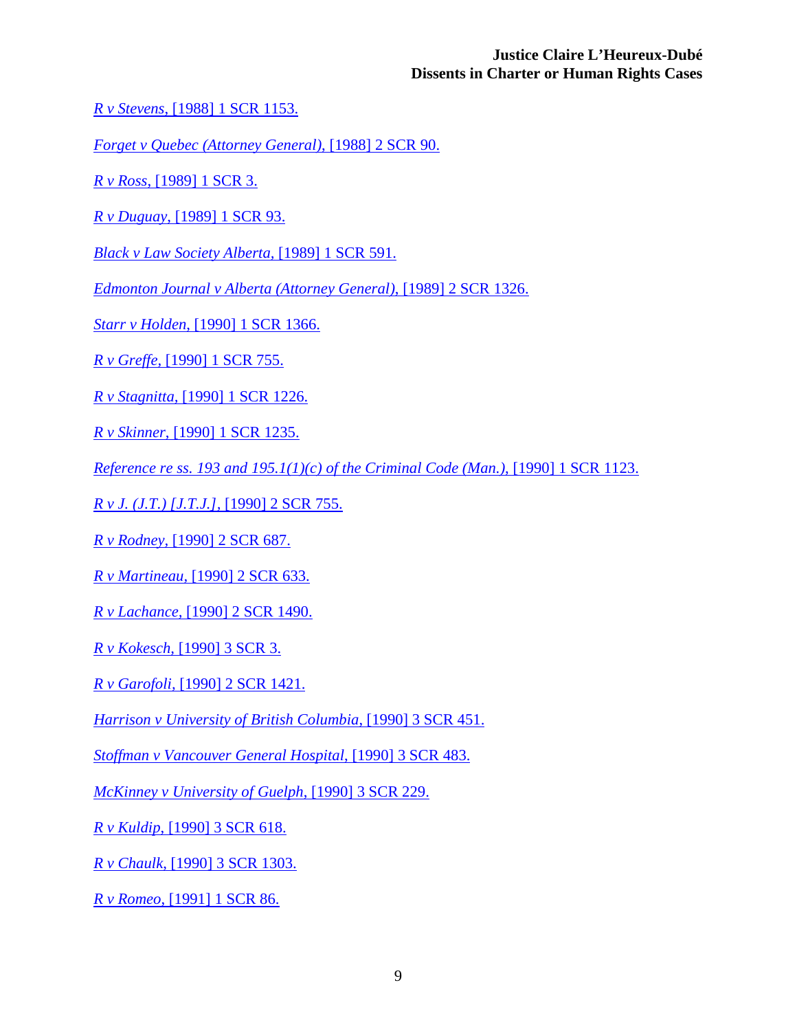*R v Stevens*, [1988] 1 SCR 1153.

*Forget v Quebec (Attorney General)*, [1988] 2 SCR 90.

*R v Ross*, [1989] 1 SCR 3.

*R v Duguay*, [1989] 1 SCR 93.

*Black v Law Society Alberta*, [1989] 1 SCR 591.

*Edmonton Journal v Alberta (Attorney General)*, [1989] 2 SCR 1326.

*Starr v Holden*, [1990] 1 SCR 1366.

*R v Greffe*, [1990] 1 SCR 755.

*R v Stagnitta*, [1990] 1 SCR 1226.

*R v Skinner*, [1990] 1 SCR 1235.

*Reference re ss. 193 and 195.1(1)(c) of the Criminal Code (Man.)*, [1990] 1 SCR 1123.

*R v J. (J.T.) [J.T.J.]*, [1990] 2 SCR 755.

*R v Rodney*, [1990] 2 SCR 687.

*R v Martineau*, [1990] 2 SCR 633.

*R v Lachance*, [1990] 2 SCR 1490.

*R v Kokesch*, [1990] 3 SCR 3.

*R v Garofoli*, [1990] 2 SCR 1421.

*Harrison v University of British Columbia*, [1990] 3 SCR 451.

*Stoffman v Vancouver General Hospital*, [1990] 3 SCR 483.

*McKinney v University of Guelph*, [1990] 3 SCR 229.

*R v Kuldip*, [1990] 3 SCR 618.

*R v Chaulk*, [1990] 3 SCR 1303.

*R v Romeo*, [1991] 1 SCR 86.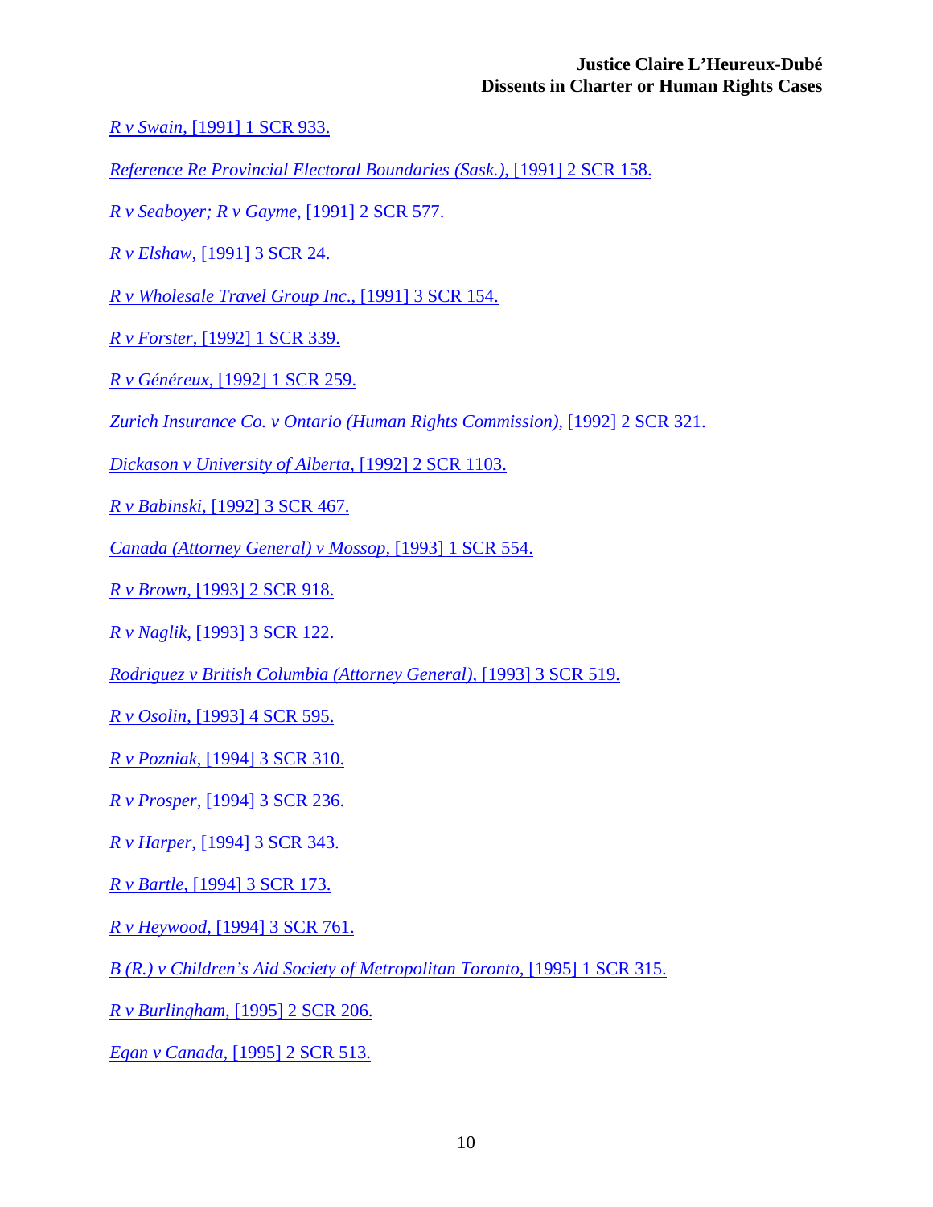*R v Swain*, [1991] 1 SCR 933.

*Reference Re Provincial Electoral Boundaries (Sask.)*, [1991] 2 SCR 158.

*R v Seaboyer; R v Gayme*, [1991] 2 SCR 577.

*R v Elshaw*, [1991] 3 SCR 24.

*R v Wholesale Travel Group Inc*., [1991] 3 SCR 154.

*R v Forster*, [1992] 1 SCR 339.

*R v Généreux*, [1992] 1 SCR 259.

*Zurich Insurance Co. v Ontario (Human Rights Commission)*, [1992] 2 SCR 321.

*Dickason v University of Alberta*, [1992] 2 SCR 1103.

*R v Babinski*, [1992] 3 SCR 467.

*Canada (Attorney General) v Mossop*, [1993] 1 SCR 554.

*R v Brown*, [1993] 2 SCR 918.

*R v Naglik*, [1993] 3 SCR 122.

*Rodriguez v British Columbia (Attorney General)*, [1993] 3 SCR 519.

*R v Osolin*, [1993] 4 SCR 595.

*R v Pozniak*, [1994] 3 SCR 310.

*R v Prosper*, [1994] 3 SCR 236.

*R v Harper*, [1994] 3 SCR 343.

*R v Bartle*, [1994] 3 SCR 173.

*R v Heywood*, [1994] 3 SCR 761.

*B (R.) v Children's Aid Society of Metropolitan Toronto*, [1995] 1 SCR 315.

*R v Burlingham*, [1995] 2 SCR 206.

*Egan v Canada*, [1995] 2 SCR 513.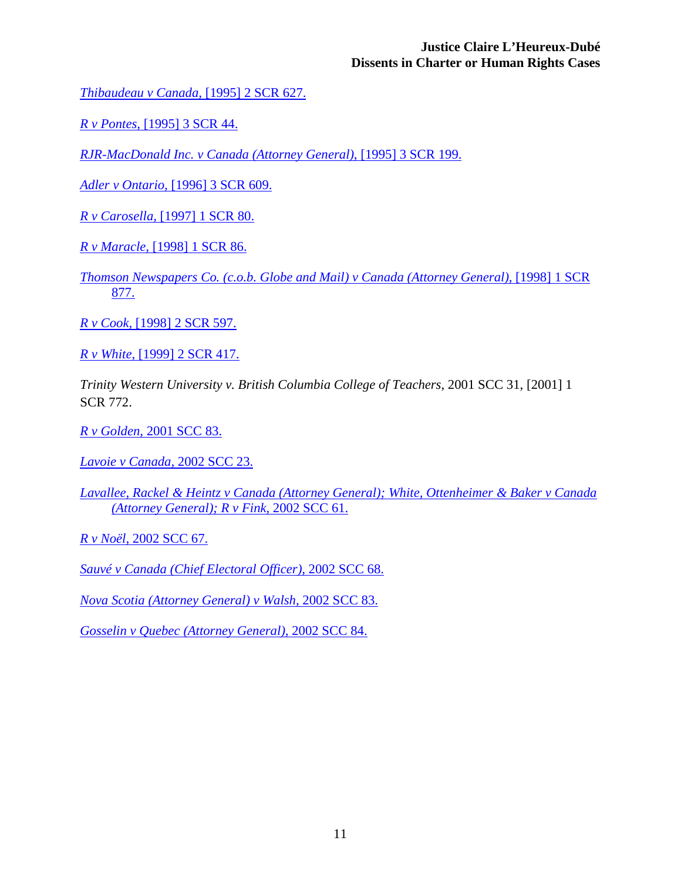*Thibaudeau v Canada,* [1995] 2 SCR 627.

*R v Pontes,* [1995] 3 SCR 44.

*RJR-MacDonald Inc. v Canada (Attorney General),* [1995] 3 SCR 199.

*Adler v Ontario,* [1996] 3 SCR 609.

*R v Carosella,* [1997] 1 SCR 80.

*R v Maracle,* [1998] 1 SCR 86.

*Thomson Newspapers Co. (c.o.b. Globe and Mail) v Canada (Attorney General),* [1998] 1 SCR 877.

*R v Cook,* [1998] 2 SCR 597.

*R v White,* [1999] 2 SCR 417.

*Trinity Western University v. British Columbia College of Teachers*, 2001 SCC 31, [2001] 1 SCR 772.

*R v Golden,* 2001 SCC 83.

*Lavoie v Canada,* 2002 SCC 23.

*Lavallee, Rackel & Heintz v Canada (Attorney General); White, Ottenheimer & Baker v Canada (Attorney General); R v Fink,* 2002 SCC 61.

*R v Noël,* 2002 SCC 67.

*Sauvé v Canada (Chief Electoral Officer),* 2002 SCC 68.

*Nova Scotia (Attorney General) v Walsh,* 2002 SCC 83.

*Gosselin v Quebec (Attorney General),* 2002 SCC 84.